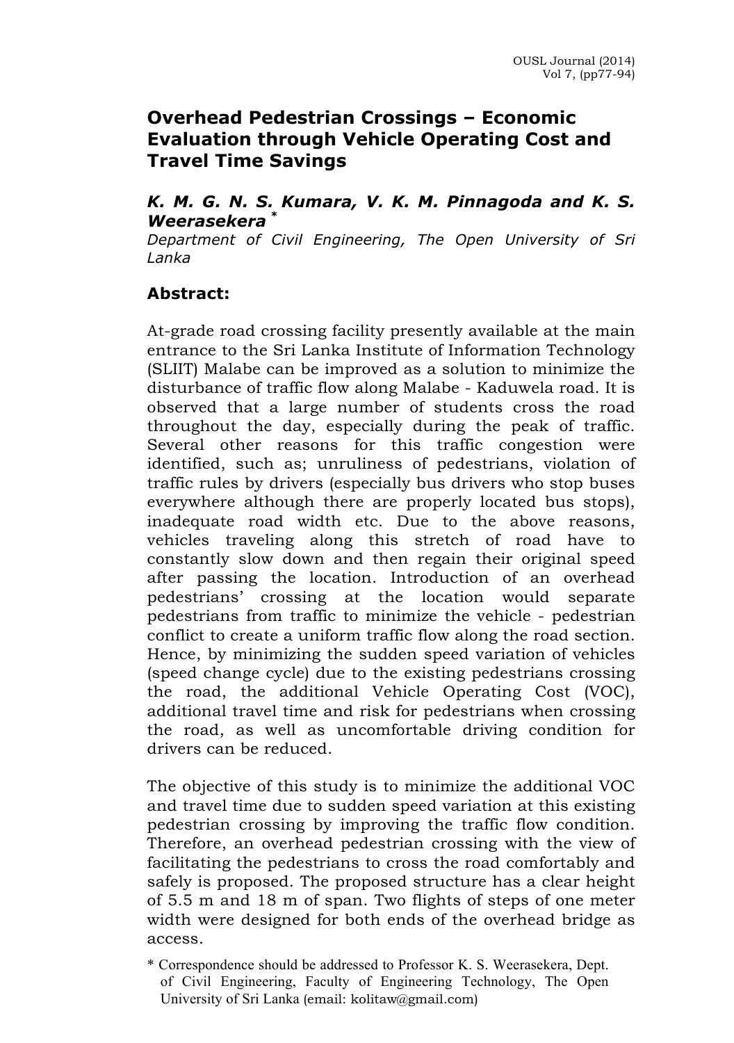# Overhead Pedestrian Crossings – Economic Evaluation through Vehicle Operating Cost and Travel Time Savings

***K. M. G. N. S. Kumara, V. K. M. Pinnagoda and K. S. Weerasekera*** [*]

*Department of Civil Engineering, The Open University of Sri Lanka*

## Abstract:

At-grade road crossing facility presently available at the main entrance to the Sri Lanka Institute of Information Technology (SLIIT) Malabe can be improved as a solution to minimize the disturbance of traffic flow along Malabe - Kaduwela road. It is observed that a large number of students cross the road throughout the day, especially during the peak of traffic. Several other reasons for this traffic congestion were identified, such as; unruliness of pedestrians, violation of traffic rules by drivers (especially bus drivers who stop buses everywhere although there are properly located bus stops), inadequate road width etc. Due to the above reasons, vehicles traveling along this stretch of road have to constantly slow down and then regain their original speed after passing the location. Introduction of an overhead pedestrians' crossing at the location would separate pedestrians from traffic to minimize the vehicle - pedestrian conflict to create a uniform traffic flow along the road section. Hence, by minimizing the sudden speed variation of vehicles (speed change cycle) due to the existing pedestrians crossing the road, the additional Vehicle Operating Cost (VOC), additional travel time and risk for pedestrians when crossing the road, as well as uncomfortable driving condition for drivers can be reduced.

The objective of this study is to minimize the additional VOC and travel time due to sudden speed variation at this existing pedestrian crossing by improving the traffic flow condition. Therefore, an overhead pedestrian crossing with the view of facilitating the pedestrians to cross the road comfortably and safely is proposed. The proposed structure has a clear height of 5.5 m and 18 m of span. Two flights of steps of one meter width were designed for both ends of the overhead bridge as access.

[*] Correspondence should be addressed to Professor K. S. Weerasekera, Dept. of Civil Engineering, Faculty of Engineering Technology, The Open University of Sri Lanka (email: kolitaw@gmail.com)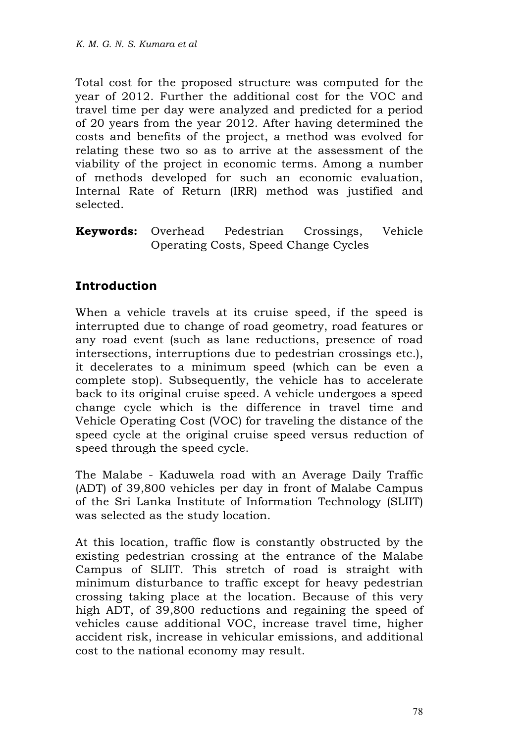Total cost for the proposed structure was computed for the year of 2012. Further the additional cost for the VOC and travel time per day were analyzed and predicted for a period of 20 years from the year 2012. After having determined the costs and benefits of the project, a method was evolved for relating these two so as to arrive at the assessment of the viability of the project in economic terms. Among a number of methods developed for such an economic evaluation, Internal Rate of Return (IRR) method was justified and selected.

**Keywords:** Overhead Pedestrian Crossings, Vehicle Operating Costs, Speed Change Cycles

## Introduction

When a vehicle travels at its cruise speed, if the speed is interrupted due to change of road geometry, road features or any road event (such as lane reductions, presence of road intersections, interruptions due to pedestrian crossings etc.), it decelerates to a minimum speed (which can be even a complete stop). Subsequently, the vehicle has to accelerate back to its original cruise speed. A vehicle undergoes a speed change cycle which is the difference in travel time and Vehicle Operating Cost (VOC) for traveling the distance of the speed cycle at the original cruise speed versus reduction of speed through the speed cycle.

The Malabe - Kaduwela road with an Average Daily Traffic (ADT) of 39,800 vehicles per day in front of Malabe Campus of the Sri Lanka Institute of Information Technology (SLIIT) was selected as the study location.

At this location, traffic flow is constantly obstructed by the existing pedestrian crossing at the entrance of the Malabe Campus of SLIIT. This stretch of road is straight with minimum disturbance to traffic except for heavy pedestrian crossing taking place at the location. Because of this very high ADT, of 39,800 reductions and regaining the speed of vehicles cause additional VOC, increase travel time, higher accident risk, increase in vehicular emissions, and additional cost to the national economy may result.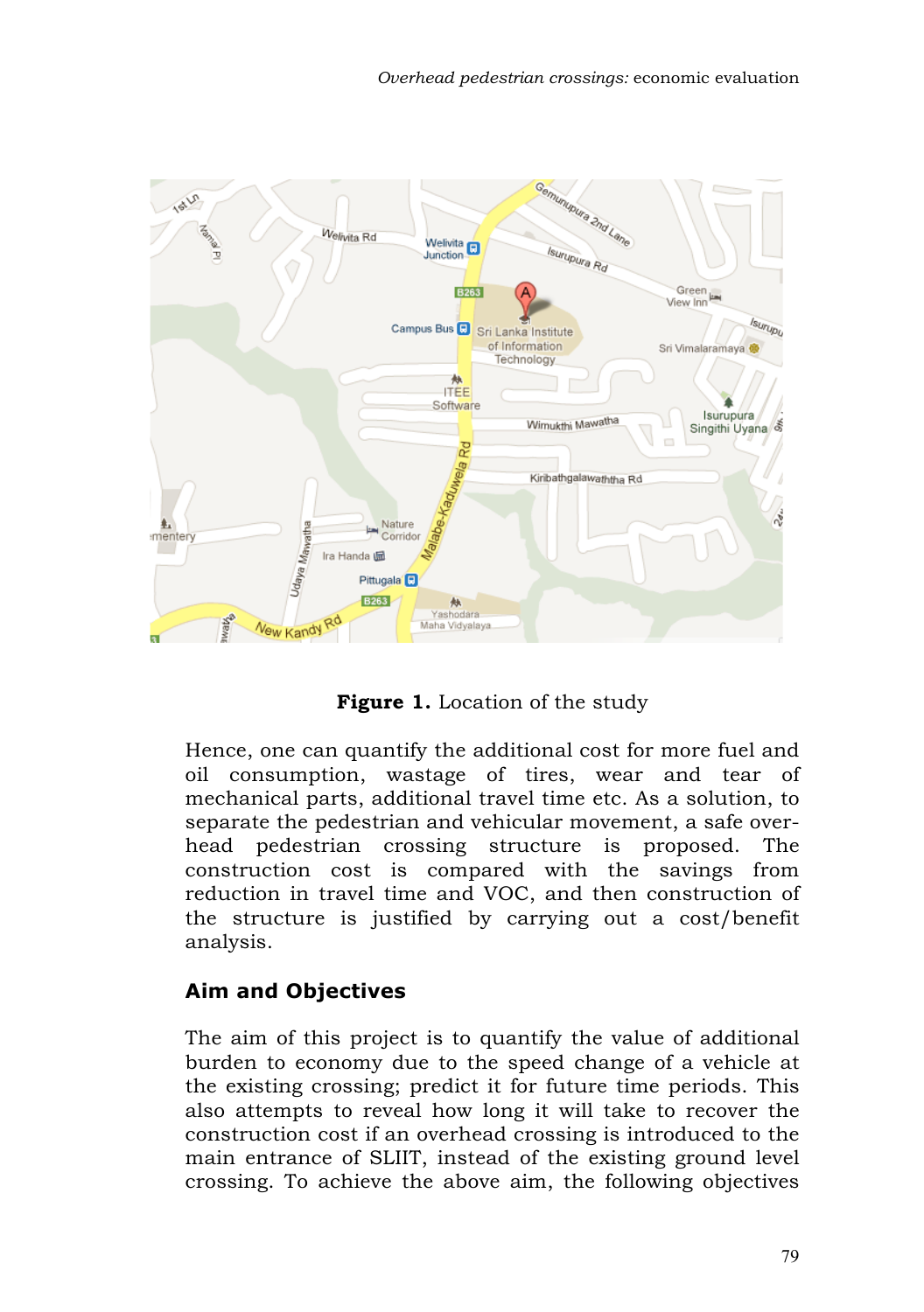**Figure 1.** Location of the study

Hence, one can quantify the additional cost for more fuel and oil consumption, wastage of tires, wear and tear of mechanical parts, additional travel time etc. As a solution, to separate the pedestrian and vehicular movement, a safe overhead pedestrian crossing structure is proposed. The construction cost is compared with the savings from reduction in travel time and VOC, and then construction of the structure is justified by carrying out a cost/benefit analysis.

## Aim and Objectives

The aim of this project is to quantify the value of additional burden to economy due to the speed change of a vehicle at the existing crossing; predict it for future time periods. This also attempts to reveal how long it will take to recover the construction cost if an overhead crossing is introduced to the main entrance of SLIIT, instead of the existing ground level crossing. To achieve the above aim, the following objectives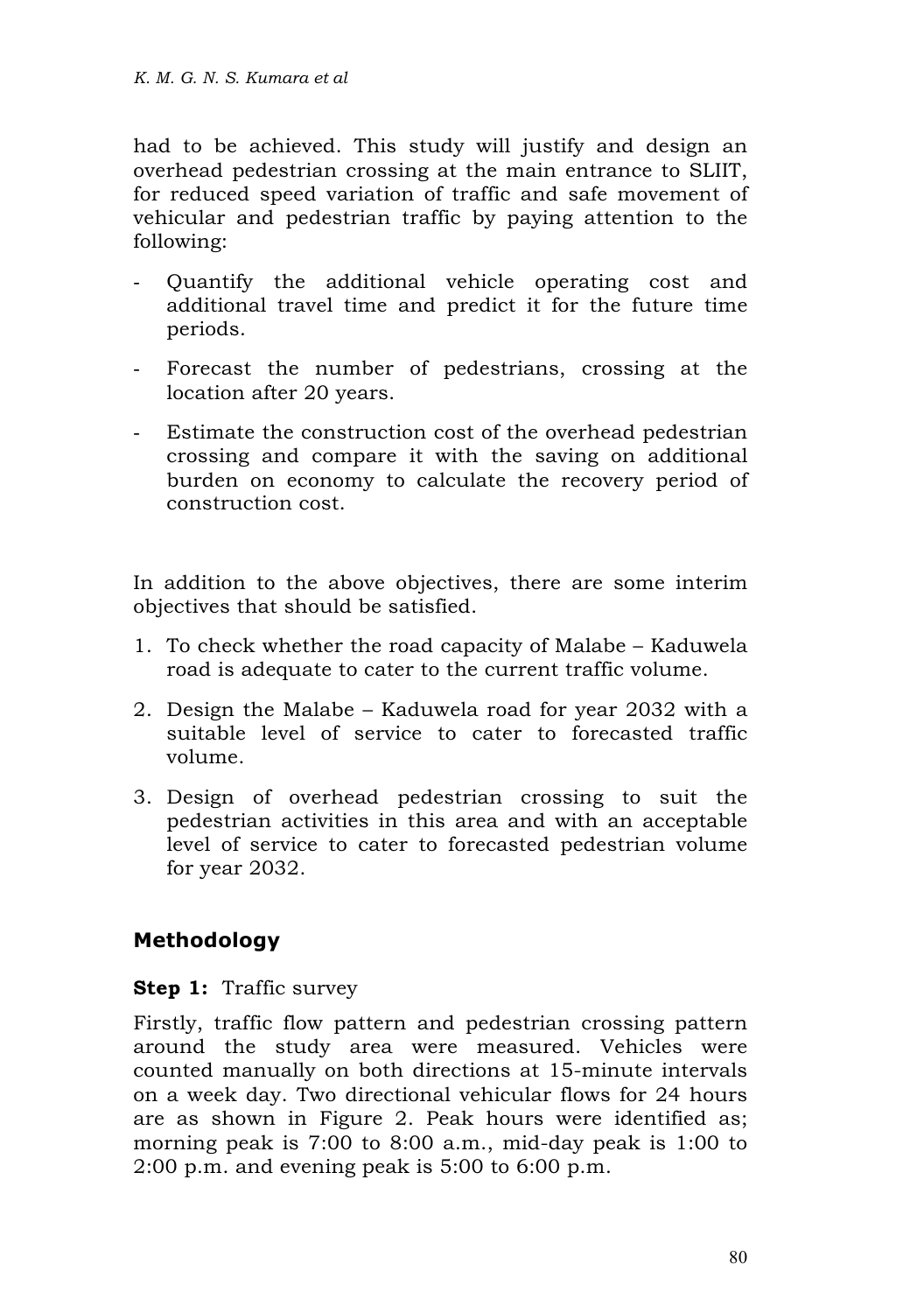had to be achieved. This study will justify and design an overhead pedestrian crossing at the main entrance to SLIIT, for reduced speed variation of traffic and safe movement of vehicular and pedestrian traffic by paying attention to the following:

- Quantify the additional vehicle operating cost and additional travel time and predict it for the future time periods.
- Forecast the number of pedestrians, crossing at the location after 20 years.
- Estimate the construction cost of the overhead pedestrian crossing and compare it with the saving on additional burden on economy to calculate the recovery period of construction cost.

In addition to the above objectives, there are some interim objectives that should be satisfied.

1. To check whether the road capacity of Malabe – Kaduwela road is adequate to cater to the current traffic volume.
2. Design the Malabe – Kaduwela road for year 2032 with a suitable level of service to cater to forecasted traffic volume.
3. Design of overhead pedestrian crossing to suit the pedestrian activities in this area and with an acceptable level of service to cater to forecasted pedestrian volume for year 2032.

## Methodology

**Step 1:** Traffic survey

Firstly, traffic flow pattern and pedestrian crossing pattern around the study area were measured. Vehicles were counted manually on both directions at 15-minute intervals on a week day. Two directional vehicular flows for 24 hours are as shown in Figure 2. Peak hours were identified as; morning peak is 7:00 to 8:00 a.m., mid-day peak is 1:00 to 2:00 p.m. and evening peak is 5:00 to 6:00 p.m.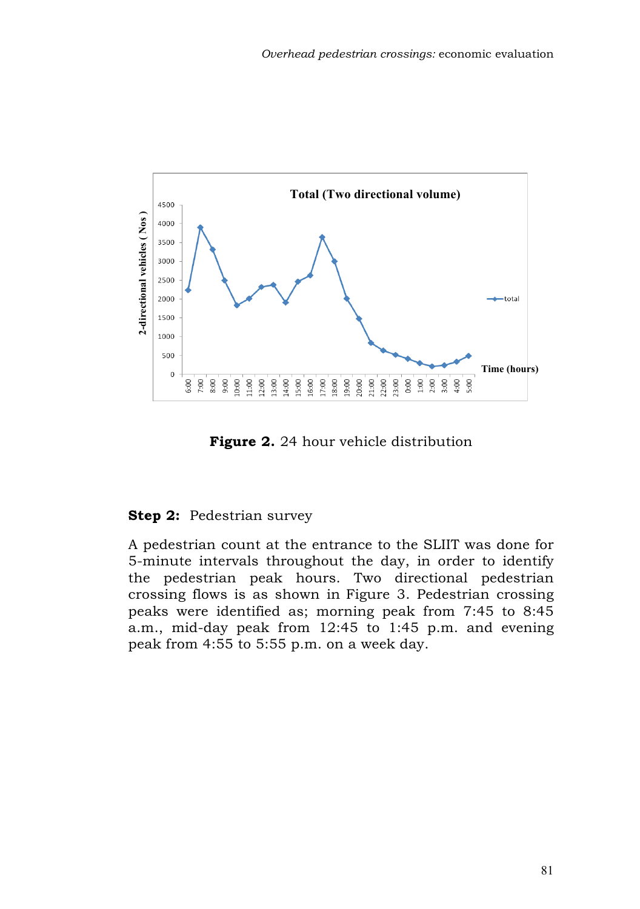**Figure 2.** 24 hour vehicle distribution

**Step 2:** Pedestrian survey

A pedestrian count at the entrance to the SLIIT was done for 5-minute intervals throughout the day, in order to identify the pedestrian peak hours. Two directional pedestrian crossing flows is as shown in Figure 3. Pedestrian crossing peaks were identified as; morning peak from 7:45 to 8:45 a.m., mid-day peak from 12:45 to 1:45 p.m. and evening peak from 4:55 to 5:55 p.m. on a week day.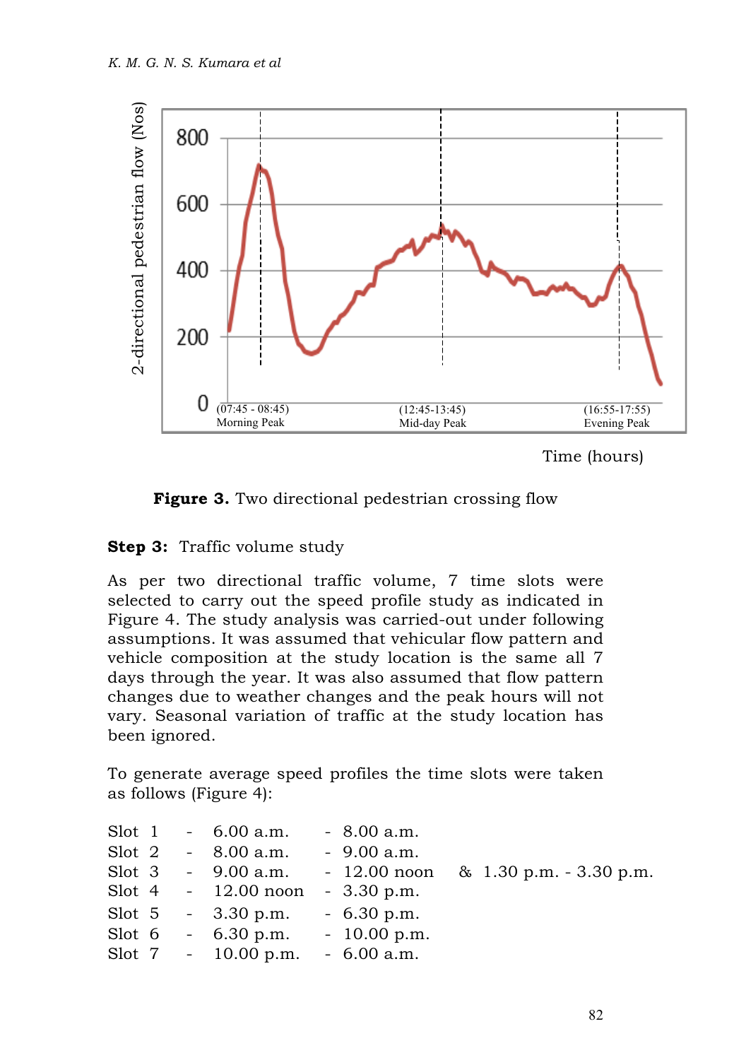**Figure 3.** Two directional pedestrian crossing flow

**Step 3:** Traffic volume study

As per two directional traffic volume, 7 time slots were selected to carry out the speed profile study as indicated in Figure 4. The study analysis was carried-out under following assumptions. It was assumed that vehicular flow pattern and vehicle composition at the study location is the same all 7 days through the year. It was also assumed that flow pattern changes due to weather changes and the peak hours will not vary. Seasonal variation of traffic at the study location has been ignored.

To generate average speed profiles the time slots were taken as follows (Figure 4):

| | | | | | |
|---|---|---|---|---|---|
| Slot 1 | - | 6.00 a.m. | - | 8.00 a.m. | |
| Slot 2 | - | 8.00 a.m. | - | 9.00 a.m. | |
| Slot 3 | - | 9.00 a.m. | - | 12.00 noon | & 1.30 p.m. - 3.30 p.m. |
| Slot 4 | - | 12.00 noon | - | 3.30 p.m. | |
| Slot 5 | - | 3.30 p.m. | - | 6.30 p.m. | |
| Slot 6 | - | 6.30 p.m. | - | 10.00 p.m. | |
| Slot 7 | - | 10.00 p.m. | - | 6.00 a.m. | |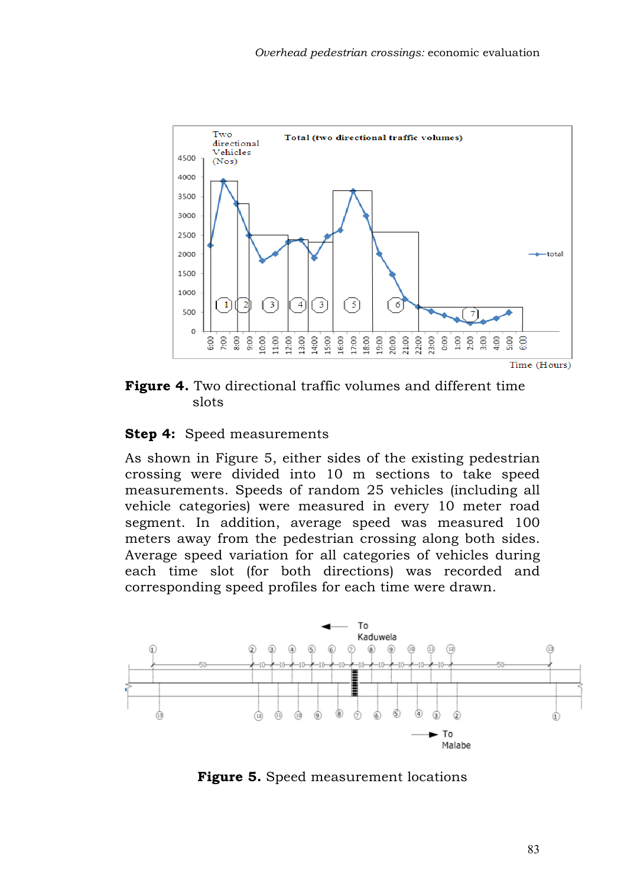**Figure 4.** Two directional traffic volumes and different time slots

**Step 4:** Speed measurements

As shown in Figure 5, either sides of the existing pedestrian crossing were divided into 10 m sections to take speed measurements. Speeds of random 25 vehicles (including all vehicle categories) were measured in every 10 meter road segment. In addition, average speed was measured 100 meters away from the pedestrian crossing along both sides. Average speed variation for all categories of vehicles during each time slot (for both directions) was recorded and corresponding speed profiles for each time were drawn.

**Figure 5.** Speed measurement locations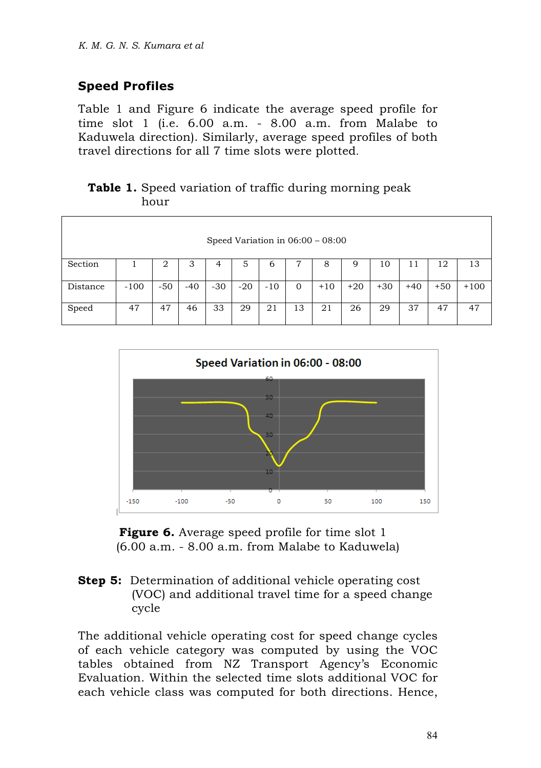## Speed Profiles

Table 1 and Figure 6 indicate the average speed profile for time slot 1 (i.e. 6.00 a.m. - 8.00 a.m. from Malabe to Kaduwela direction). Similarly, average speed profiles of both travel directions for all 7 time slots were plotted.

**Table 1.** Speed variation of traffic during morning peak hour

| Speed Variation in 06:00 – 08:00 | | | | | | | | | | | | | |
|---|---|---|---|---|---|---|---|---|---|---|---|---|---|
| Section | 1 | 2 | 3 | 4 | 5 | 6 | 7 | 8 | 9 | 10 | 11 | 12 | 13 |
| Distance | -100 | -50 | -40 | -30 | -20 | -10 | 0 | +10 | +20 | +30 | +40 | +50 | +100 |
| Speed | 47 | 47 | 46 | 33 | 29 | 21 | 13 | 21 | 26 | 29 | 37 | 47 | 47 |

**Figure 6.** Average speed profile for time slot 1 (6.00 a.m. - 8.00 a.m. from Malabe to Kaduwela)

**Step 5:** Determination of additional vehicle operating cost (VOC) and additional travel time for a speed change cycle

The additional vehicle operating cost for speed change cycles of each vehicle category was computed by using the VOC tables obtained from NZ Transport Agency's Economic Evaluation. Within the selected time slots additional VOC for each vehicle class was computed for both directions. Hence,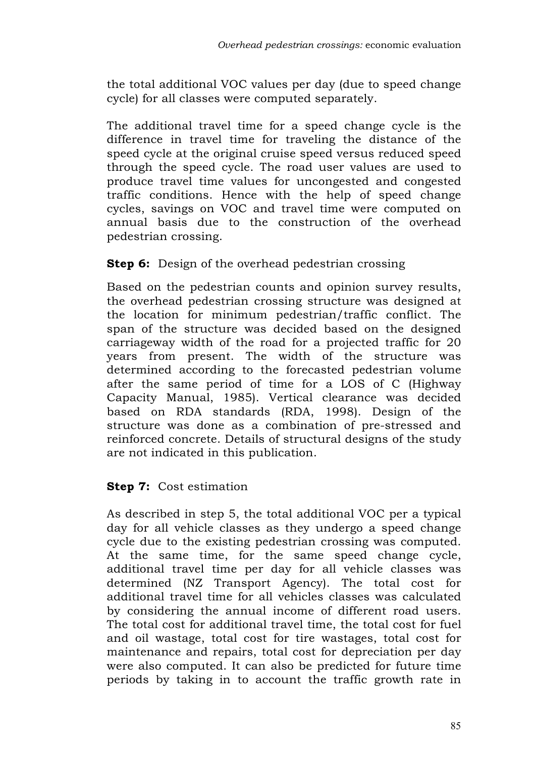the total additional VOC values per day (due to speed change cycle) for all classes were computed separately.

The additional travel time for a speed change cycle is the difference in travel time for traveling the distance of the speed cycle at the original cruise speed versus reduced speed through the speed cycle. The road user values are used to produce travel time values for uncongested and congested traffic conditions. Hence with the help of speed change cycles, savings on VOC and travel time were computed on annual basis due to the construction of the overhead pedestrian crossing.

**Step 6:** Design of the overhead pedestrian crossing

Based on the pedestrian counts and opinion survey results, the overhead pedestrian crossing structure was designed at the location for minimum pedestrian/traffic conflict. The span of the structure was decided based on the designed carriageway width of the road for a projected traffic for 20 years from present. The width of the structure was determined according to the forecasted pedestrian volume after the same period of time for a LOS of C (Highway Capacity Manual, 1985). Vertical clearance was decided based on RDA standards (RDA, 1998). Design of the structure was done as a combination of pre-stressed and reinforced concrete. Details of structural designs of the study are not indicated in this publication.

**Step 7:** Cost estimation

As described in step 5, the total additional VOC per a typical day for all vehicle classes as they undergo a speed change cycle due to the existing pedestrian crossing was computed. At the same time, for the same speed change cycle, additional travel time per day for all vehicle classes was determined (NZ Transport Agency). The total cost for additional travel time for all vehicles classes was calculated by considering the annual income of different road users. The total cost for additional travel time, the total cost for fuel and oil wastage, total cost for tire wastages, total cost for maintenance and repairs, total cost for depreciation per day were also computed. It can also be predicted for future time periods by taking in to account the traffic growth rate in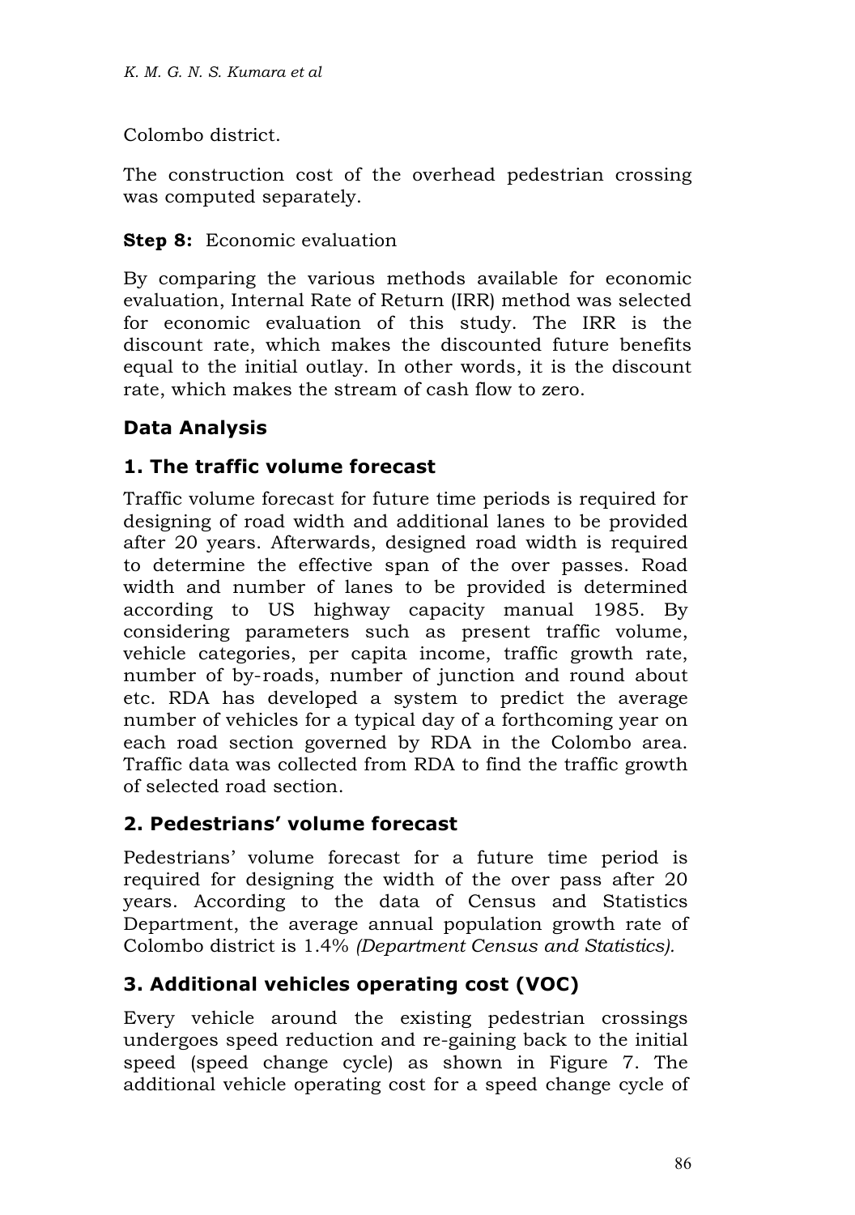Colombo district.

The construction cost of the overhead pedestrian crossing was computed separately.

**Step 8:** Economic evaluation

By comparing the various methods available for economic evaluation, Internal Rate of Return (IRR) method was selected for economic evaluation of this study. The IRR is the discount rate, which makes the discounted future benefits equal to the initial outlay. In other words, it is the discount rate, which makes the stream of cash flow to zero.

## Data Analysis

### 1. The traffic volume forecast

Traffic volume forecast for future time periods is required for designing of road width and additional lanes to be provided after 20 years. Afterwards, designed road width is required to determine the effective span of the over passes. Road width and number of lanes to be provided is determined according to US highway capacity manual 1985. By considering parameters such as present traffic volume, vehicle categories, per capita income, traffic growth rate, number of by-roads, number of junction and round about etc. RDA has developed a system to predict the average number of vehicles for a typical day of a forthcoming year on each road section governed by RDA in the Colombo area. Traffic data was collected from RDA to find the traffic growth of selected road section.

### 2. Pedestrians' volume forecast

Pedestrians' volume forecast for a future time period is required for designing the width of the over pass after 20 years. According to the data of Census and Statistics Department, the average annual population growth rate of Colombo district is 1.4% *(Department Census and Statistics).*

### 3. Additional vehicles operating cost (VOC)

Every vehicle around the existing pedestrian crossings undergoes speed reduction and re-gaining back to the initial speed (speed change cycle) as shown in Figure 7. The additional vehicle operating cost for a speed change cycle of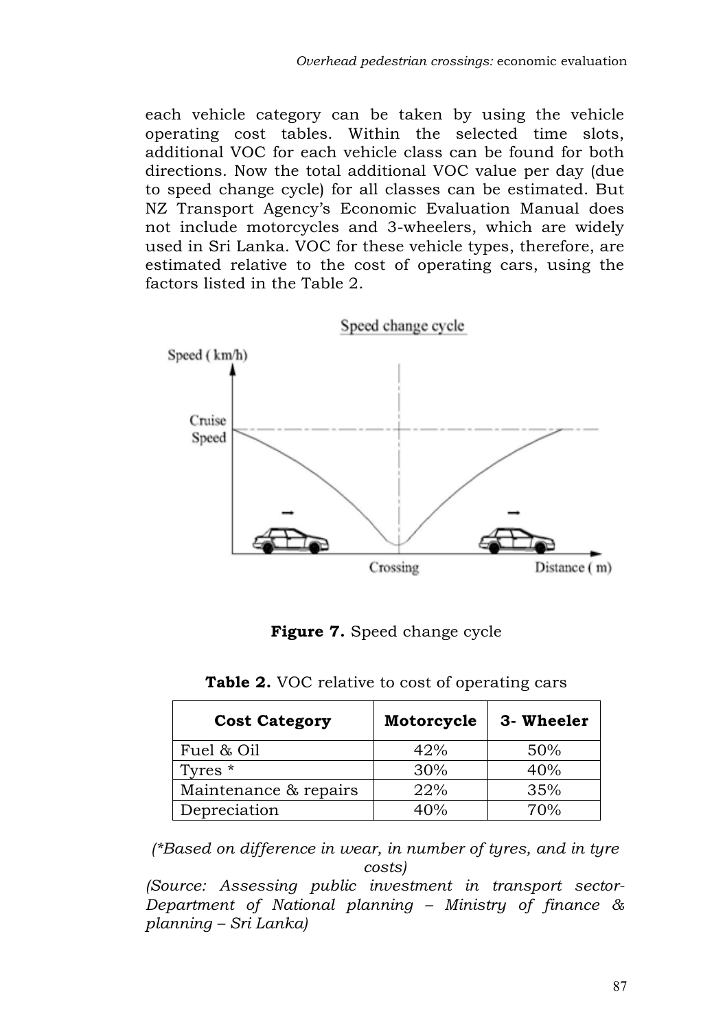each vehicle category can be taken by using the vehicle operating cost tables. Within the selected time slots, additional VOC for each vehicle class can be found for both directions. Now the total additional VOC value per day (due to speed change cycle) for all classes can be estimated. But NZ Transport Agency's Economic Evaluation Manual does not include motorcycles and 3-wheelers, which are widely used in Sri Lanka. VOC for these vehicle types, therefore, are estimated relative to the cost of operating cars, using the factors listed in the Table 2.

**Figure 7.** Speed change cycle

**Table 2.** VOC relative to cost of operating cars

| Cost Category | Motorcycle | 3- Wheeler |
|---|---|---|
| Fuel & Oil | 42% | 50% |
| Tyres * | 30% | 40% |
| Maintenance & repairs | 22% | 35% |
| Depreciation | 40% | 70% |

*(*Based on difference in wear, in number of tyres, and in tyre costs)*

*(Source: Assessing public investment in transport sector- Department of National planning – Ministry of finance & planning – Sri Lanka)*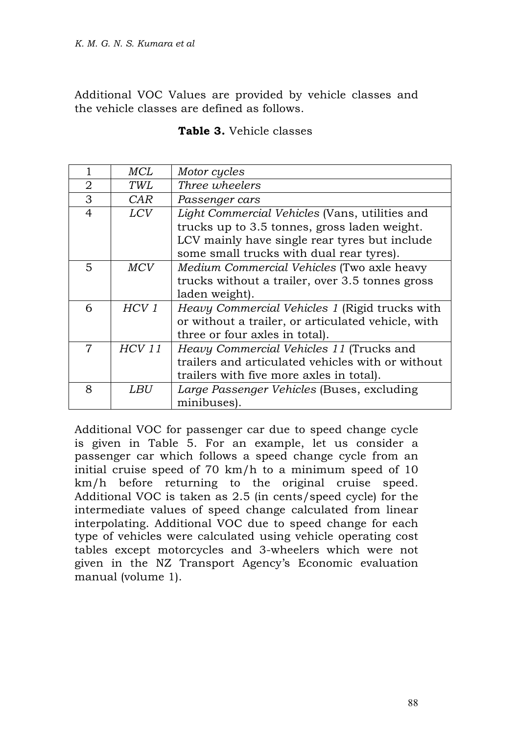Additional VOC Values are provided by vehicle classes and the vehicle classes are defined as follows.

**Table 3.** Vehicle classes

| | | |
|---|---|---|
| 1 | *MCL* | *Motor cycles* |
| 2 | *TWL* | *Three wheelers* |
| 3 | *CAR* | *Passenger cars* |
| 4 | *LCV* | *Light Commercial Vehicles* (Vans, utilities and trucks up to 3.5 tonnes, gross laden weight. LCV mainly have single rear tyres but include some small trucks with dual rear tyres). |
| 5 | *MCV* | *Medium Commercial Vehicles* (Two axle heavy trucks without a trailer, over 3.5 tonnes gross laden weight). |
| 6 | *HCV 1* | *Heavy Commercial Vehicles 1* (Rigid trucks with or without a trailer, or articulated vehicle, with three or four axles in total). |
| 7 | *HCV 11* | *Heavy Commercial Vehicles 11* (Trucks and trailers and articulated vehicles with or without trailers with five more axles in total). |
| 8 | *LBU* | *Large Passenger Vehicles* (Buses, excluding minibuses). |

Additional VOC for passenger car due to speed change cycle is given in Table 5. For an example, let us consider a passenger car which follows a speed change cycle from an initial cruise speed of 70 km/h to a minimum speed of 10 km/h before returning to the original cruise speed. Additional VOC is taken as 2.5 (in cents/speed cycle) for the intermediate values of speed change calculated from linear interpolating. Additional VOC due to speed change for each type of vehicles were calculated using vehicle operating cost tables except motorcycles and 3-wheelers which were not given in the NZ Transport Agency's Economic evaluation manual (volume 1).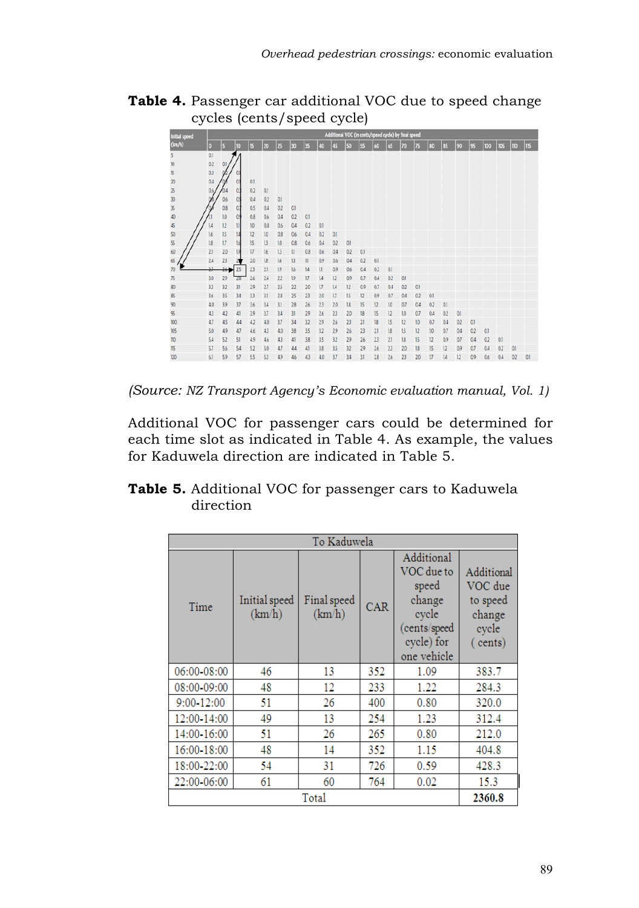**Table 4.** Passenger car additional VOC due to speed change cycles (cents/speed cycle)

| Initial speed (km/h) | Additional VOC (in cents/speed cycle) by final speed | | | | | | | | | | | | | | | | | | | | | | |
|---|---|---|---|---|---|---|---|---|---|---|---|---|---|---|---|---|---|---|---|---|---|---|---|
| | 0 | 5 | 10 | 15 | 20 | 25 | 30 | 35 | 40 | 45 | 50 | 55 | 60 | 65 | 70 | 75 | 80 | 85 | 90 | 95 | 100 | 105 | 110 | 115 |
| 5 | 0.1 | | | | | | | | | | | | | | | | | | | | | | | |
| 10 | 0.2 | 0.1 | | | | | | | | | | | | | | | | | | | | | | |
| 15 | 0.3 | 0.2 | 0.1 | | | | | | | | | | | | | | | | | | | | | |
| 20 | 0.4 | 0.3 | 0.1 | 0.1 | | | | | | | | | | | | | | | | | | | | |
| 25 | 0.6 | 0.4 | 0.3 | 0.2 | 0.1 | | | | | | | | | | | | | | | | | | | |
| 30 | 0.8 | 0.6 | 0.5 | 0.4 | 0.2 | 0.1 | | | | | | | | | | | | | | | | | | |
| 35 | 0.9 | 0.8 | 0.7 | 0.5 | 0.4 | 0.2 | 0.1 | | | | | | | | | | | | | | | | | |
| 40 | 1.1 | 1.0 | 0.9 | 0.8 | 0.6 | 0.4 | 0.2 | 0.1 | | | | | | | | | | | | | | | | |
| 45 | 1.4 | 1.2 | 1.1 | 1.0 | 0.8 | 0.6 | 0.4 | 0.2 | 0.1 | | | | | | | | | | | | | | | |
| 50 | 1.6 | 1.5 | 1.4 | 1.2 | 1.0 | 0.8 | 0.6 | 0.4 | 0.2 | 0.1 | | | | | | | | | | | | | | |
| 55 | 1.8 | 1.7 | 1.6 | 1.5 | 1.3 | 1.0 | 0.8 | 0.6 | 0.4 | 0.2 | 0.1 | | | | | | | | | | | | | |
| 60 | 2.1 | 2.0 | 1.9 | 1.7 | 1.6 | 1.3 | 1.1 | 0.8 | 0.6 | 0.4 | 0.2 | 0.1 | | | | | | | | | | | | |
| 65 | 2.4 | 2.3 | 2.2 | 2.0 | 1.8 | 1.6 | 1.3 | 1.1 | 0.9 | 0.6 | 0.4 | 0.2 | 0.1 | | | | | | | | | | | |
| 70 | 2.7 | 2.6 | 2.5 | 2.3 | 2.1 | 1.9 | 1.6 | 1.4 | 1.1 | 0.9 | 0.6 | 0.4 | 0.2 | 0.1 | | | | | | | | | | |
| 75 | 3.0 | 2.9 | 2.8 | 2.6 | 2.4 | 2.2 | 1.9 | 1.7 | 1.4 | 1.2 | 0.9 | 0.7 | 0.4 | 0.2 | 0.1 | | | | | | | | | |
| 80 | 3.3 | 3.2 | 3.1 | 2.9 | 2.7 | 2.5 | 2.2 | 2.0 | 1.7 | 1.4 | 1.2 | 0.9 | 0.7 | 0.4 | 0.2 | 0.1 | | | | | | | | |
| 85 | 3.6 | 3.5 | 3.4 | 3.3 | 3.1 | 2.8 | 2.5 | 2.3 | 2.0 | 1.7 | 1.5 | 1.2 | 0.9 | 0.7 | 0.4 | 0.2 | 0.1 | | | | | | | |
| 90 | 4.0 | 3.9 | 3.7 | 3.6 | 3.4 | 3.1 | 2.8 | 2.6 | 2.3 | 2.0 | 1.8 | 1.5 | 1.2 | 1.0 | 0.7 | 0.4 | 0.2 | 0.1 | | | | | | |
| 95 | 4.3 | 4.2 | 4.1 | 3.9 | 3.7 | 3.4 | 3.1 | 2.9 | 2.6 | 2.3 | 2.0 | 1.8 | 1.5 | 1.2 | 1.0 | 0.7 | 0.4 | 0.2 | 0.1 | | | | | |
| 100 | 4.7 | 4.5 | 4.4 | 4.2 | 4.0 | 3.7 | 3.4 | 3.2 | 2.9 | 2.6 | 2.3 | 2.1 | 1.8 | 1.5 | 1.2 | 1.0 | 0.7 | 0.4 | 0.2 | 0.1 | | | | |
| 105 | 5.0 | 4.9 | 4.7 | 4.6 | 4.3 | 4.0 | 3.8 | 3.5 | 3.2 | 2.9 | 2.6 | 2.3 | 2.1 | 1.8 | 1.5 | 1.2 | 1.0 | 0.7 | 0.4 | 0.2 | 0.1 | | | |
| 110 | 5.4 | 5.2 | 5.1 | 4.9 | 4.6 | 4.3 | 4.1 | 3.8 | 3.5 | 3.2 | 2.9 | 2.6 | 2.3 | 2.1 | 1.8 | 1.5 | 1.2 | 0.9 | 0.7 | 0.4 | 0.2 | 0.1 | | |
| 115 | 5.7 | 5.6 | 5.4 | 5.2 | 5.0 | 4.7 | 4.4 | 4.1 | 3.8 | 3.5 | 3.2 | 2.9 | 2.6 | 2.3 | 2.0 | 1.8 | 1.5 | 1.2 | 0.9 | 0.7 | 0.4 | 0.2 | 0.1 | |
| 120 | 6.1 | 5.9 | 5.7 | 5.5 | 5.3 | 4.9 | 4.6 | 4.3 | 4.0 | 3.7 | 3.4 | 3.1 | 2.8 | 2.6 | 2.3 | 2.0 | 1.7 | 1.4 | 1.2 | 0.9 | 0.6 | 0.4 | 0.2 | 0.1 |

*(Source: NZ Transport Agency's Economic evaluation manual, Vol. 1)*

Additional VOC for passenger cars could be determined for each time slot as indicated in Table 4. As example, the values for Kaduwela direction are indicated in Table 5.

**Table 5.** Additional VOC for passenger cars to Kaduwela direction

| To Kaduwela | | | | | |
|---|---|---|---|---|---|
| Time | Initial speed (km/h) | Final speed (km/h) | CAR | Additional VOC due to speed change cycle (cents/speed cycle) for one vehicle | Additional VOC due to speed change cycle ( cents) |
| 06:00-08:00 | 46 | 13 | 352 | 1.09 | 383.7 |
| 08:00-09:00 | 48 | 12 | 233 | 1.22 | 284.3 |
| 9:00-12:00 | 51 | 26 | 400 | 0.80 | 320.0 |
| 12:00-14:00 | 49 | 13 | 254 | 1.23 | 312.4 |
| 14:00-16:00 | 51 | 26 | 265 | 0.80 | 212.0 |
| 16:00-18:00 | 48 | 14 | 352 | 1.15 | 404.8 |
| 18:00-22:00 | 54 | 31 | 726 | 0.59 | 428.3 |
| 22:00-06:00 | 61 | 60 | 764 | 0.02 | 15.3 |
| Total | | | | | **2360.8** |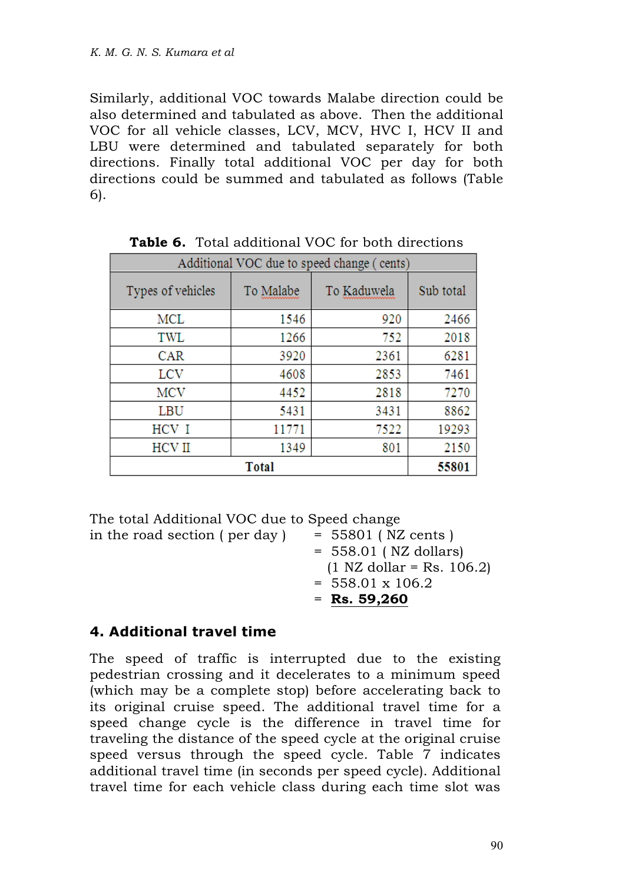Similarly, additional VOC towards Malabe direction could be also determined and tabulated as above. Then the additional VOC for all vehicle classes, LCV, MCV, HVC I, HCV II and LBU were determined and tabulated separately for both directions. Finally total additional VOC per day for both directions could be summed and tabulated as follows (Table 6).

**Table 6.** Total additional VOC for both directions

| Additional VOC due to speed change ( cents) | | | |
|---|---|---|---|
| Types of vehicles | To Malabe | To Kaduwela | Sub total |
| MCL | 1546 | 920 | 2466 |
| TWL | 1266 | 752 | 2018 |
| CAR | 3920 | 2361 | 6281 |
| LCV | 4608 | 2853 | 7461 |
| MCV | 4452 | 2818 | 7270 |
| LBU | 5431 | 3431 | 8862 |
| HCV I | 11771 | 7522 | 19293 |
| HCV II | 1349 | 801 | 2150 |
| **Total** | | | **55801** |

The total Additional VOC due to Speed change in the road section ( per day ) = 55801 ( NZ cents )
= 558.01 ( NZ dollars)
(1 NZ dollar = Rs. 106.2)
= 558.01 x 106.2
= **Rs. 59,260**

## 4. Additional travel time

The speed of traffic is interrupted due to the existing pedestrian crossing and it decelerates to a minimum speed (which may be a complete stop) before accelerating back to its original cruise speed. The additional travel time for a speed change cycle is the difference in travel time for traveling the distance of the speed cycle at the original cruise speed versus through the speed cycle. Table 7 indicates additional travel time (in seconds per speed cycle). Additional travel time for each vehicle class during each time slot was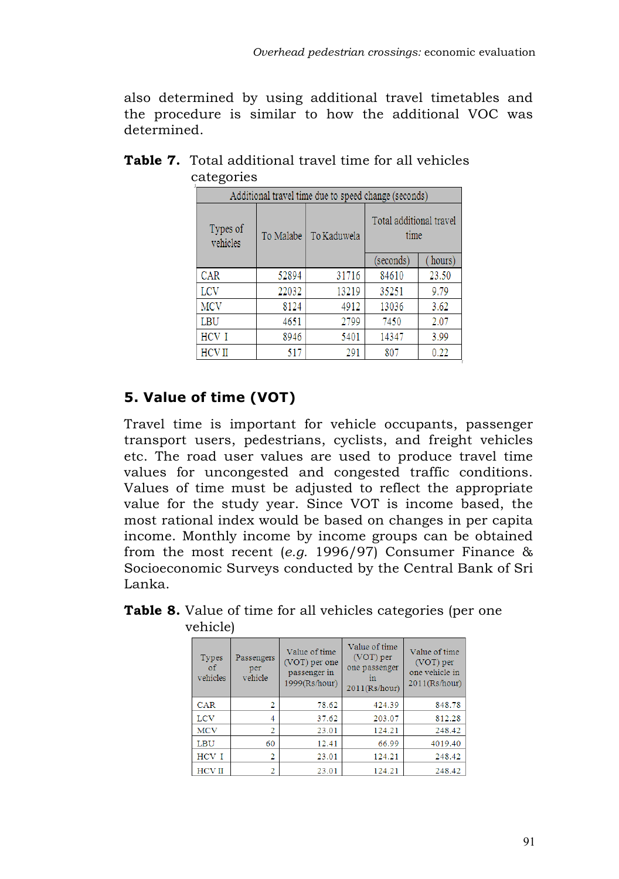also determined by using additional travel timetables and the procedure is similar to how the additional VOC was determined.

**Table 7.** Total additional travel time for all vehicles categories

| Additional travel time due to speed change (seconds) | | | | |
|---|---|---|---|---|
| Types of vehicles | To Malabe | To Kaduwela | Total additional travel time | |
| | | | (seconds) | ( hours) |
| CAR | 52894 | 31716 | 84610 | 23.50 |
| LCV | 22032 | 13219 | 35251 | 9.79 |
| MCV | 8124 | 4912 | 13036 | 3.62 |
| LBU | 4651 | 2799 | 7450 | 2.07 |
| HCV I | 8946 | 5401 | 14347 | 3.99 |
| HCV II | 517 | 291 | 807 | 0.22 |

## 5. Value of time (VOT)

Travel time is important for vehicle occupants, passenger transport users, pedestrians, cyclists, and freight vehicles etc. The road user values are used to produce travel time values for uncongested and congested traffic conditions. Values of time must be adjusted to reflect the appropriate value for the study year. Since VOT is income based, the most rational index would be based on changes in per capita income. Monthly income by income groups can be obtained from the most recent (*e.g.* 1996/97) Consumer Finance & Socioeconomic Surveys conducted by the Central Bank of Sri Lanka.

**Table 8.** Value of time for all vehicles categories (per one vehicle)

| Types of vehicles | Passengers per vehicle | Value of time (VOT) per one passenger in 1999(Rs/hour) | Value of time (VOT) per one passenger in 2011(Rs/hour) | Value of time (VOT) per one vehicle in 2011(Rs/hour) |
|---|---|---|---|---|
| CAR | 2 | 78.62 | 424.39 | 848.78 |
| LCV | 4 | 37.62 | 203.07 | 812.28 |
| MCV | 2 | 23.01 | 124.21 | 248.42 |
| LBU | 60 | 12.41 | 66.99 | 4019.40 |
| HCV I | 2 | 23.01 | 124.21 | 248.42 |
| HCV II | 2 | 23.01 | 124.21 | 248.42 |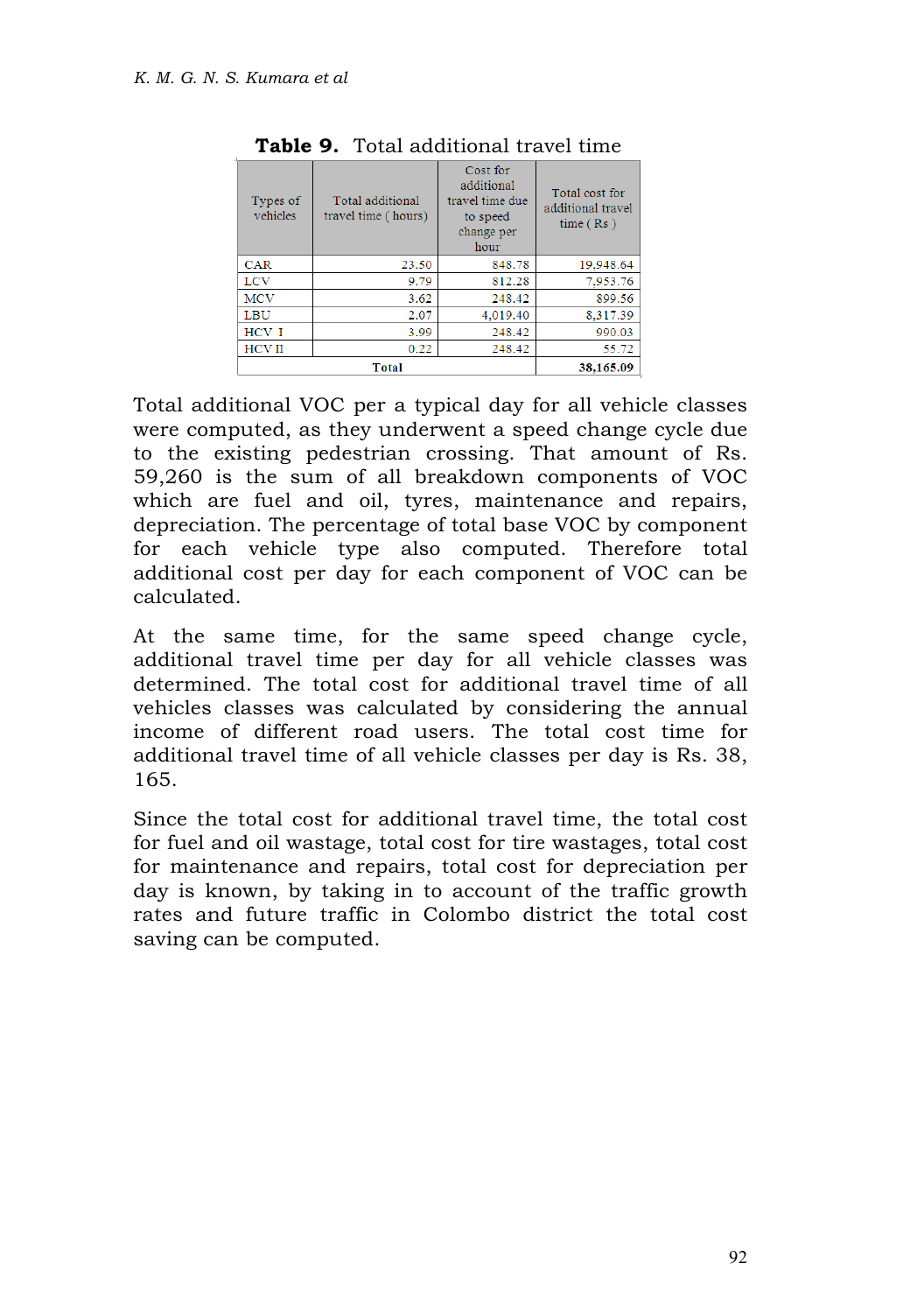**Table 9.** Total additional travel time

| Types of vehicles | Total additional travel time ( hours) | Cost for additional travel time due to speed change per hour | Total cost for additional travel time ( Rs ) |
|---|---|---|---|
| CAR | 23.50 | 848.78 | 19,948.64 |
| LCV | 9.79 | 812.28 | 7,953.76 |
| MCV | 3.62 | 248.42 | 899.56 |
| LBU | 2.07 | 4,019.40 | 8,317.39 |
| HCV I | 3.99 | 248.42 | 990.03 |
| HCV II | 0.22 | 248.42 | 55.72 |
| Total | | | **38,165.09** |

Total additional VOC per a typical day for all vehicle classes were computed, as they underwent a speed change cycle due to the existing pedestrian crossing. That amount of Rs. 59,260 is the sum of all breakdown components of VOC which are fuel and oil, tyres, maintenance and repairs, depreciation. The percentage of total base VOC by component for each vehicle type also computed. Therefore total additional cost per day for each component of VOC can be calculated.

At the same time, for the same speed change cycle, additional travel time per day for all vehicle classes was determined. The total cost for additional travel time of all vehicles classes was calculated by considering the annual income of different road users. The total cost time for additional travel time of all vehicle classes per day is Rs. 38, 165.

Since the total cost for additional travel time, the total cost for fuel and oil wastage, total cost for tire wastages, total cost for maintenance and repairs, total cost for depreciation per day is known, by taking in to account of the traffic growth rates and future traffic in Colombo district the total cost saving can be computed.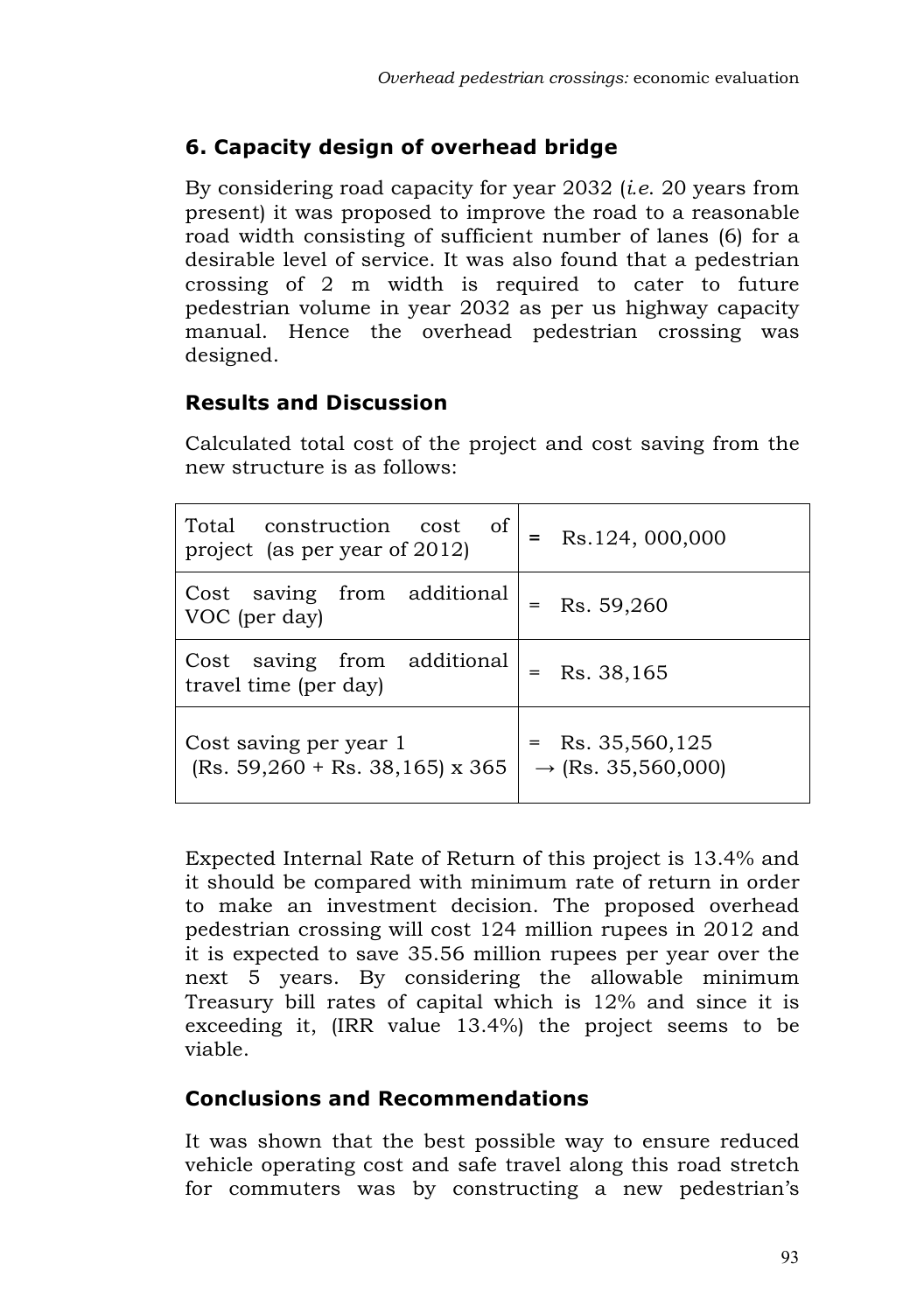## 6. Capacity design of overhead bridge

By considering road capacity for year 2032 (*i.e.* 20 years from present) it was proposed to improve the road to a reasonable road width consisting of sufficient number of lanes (6) for a desirable level of service. It was also found that a pedestrian crossing of 2 m width is required to cater to future pedestrian volume in year 2032 as per us highway capacity manual. Hence the overhead pedestrian crossing was designed.

## Results and Discussion

Calculated total cost of the project and cost saving from the new structure is as follows:

| | |
|---|---|
| Total construction cost of project (as per year of 2012) | = Rs.124, 000,000 |
| Cost saving from additional VOC (per day) | = Rs. 59,260 |
| Cost saving from additional travel time (per day) | = Rs. 38,165 |
| Cost saving per year 1 (Rs. 59,260 + Rs. 38,165) x 365 | = Rs. 35,560,125 → (Rs. 35,560,000) |

Expected Internal Rate of Return of this project is 13.4% and it should be compared with minimum rate of return in order to make an investment decision. The proposed overhead pedestrian crossing will cost 124 million rupees in 2012 and it is expected to save 35.56 million rupees per year over the next 5 years. By considering the allowable minimum Treasury bill rates of capital which is 12% and since it is exceeding it, (IRR value 13.4%) the project seems to be viable.

## Conclusions and Recommendations

It was shown that the best possible way to ensure reduced vehicle operating cost and safe travel along this road stretch for commuters was by constructing a new pedestrian's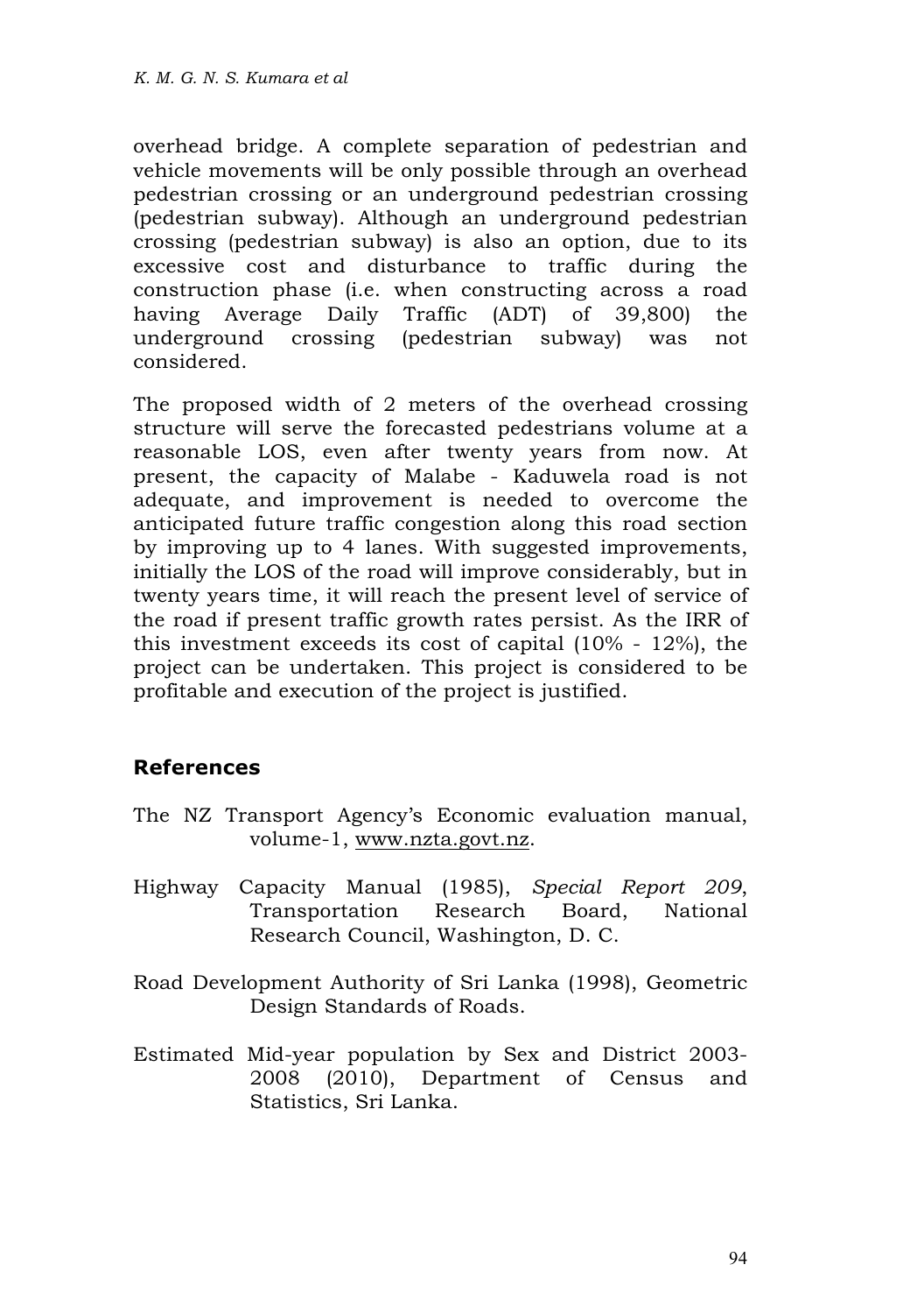overhead bridge. A complete separation of pedestrian and vehicle movements will be only possible through an overhead pedestrian crossing or an underground pedestrian crossing (pedestrian subway). Although an underground pedestrian crossing (pedestrian subway) is also an option, due to its excessive cost and disturbance to traffic during the construction phase (i.e. when constructing across a road having Average Daily Traffic (ADT) of 39,800) the underground crossing (pedestrian subway) was not considered.

The proposed width of 2 meters of the overhead crossing structure will serve the forecasted pedestrians volume at a reasonable LOS, even after twenty years from now. At present, the capacity of Malabe - Kaduwela road is not adequate, and improvement is needed to overcome the anticipated future traffic congestion along this road section by improving up to 4 lanes. With suggested improvements, initially the LOS of the road will improve considerably, but in twenty years time, it will reach the present level of service of the road if present traffic growth rates persist. As the IRR of this investment exceeds its cost of capital (10% - 12%), the project can be undertaken. This project is considered to be profitable and execution of the project is justified.

## References

The NZ Transport Agency's Economic evaluation manual, volume-1, www.nzta.govt.nz.

Highway Capacity Manual (1985), *Special Report 209*, Transportation Research Board, National Research Council, Washington, D. C.

Road Development Authority of Sri Lanka (1998), Geometric Design Standards of Roads.

Estimated Mid-year population by Sex and District 2003-2008 (2010), Department of Census and Statistics, Sri Lanka.